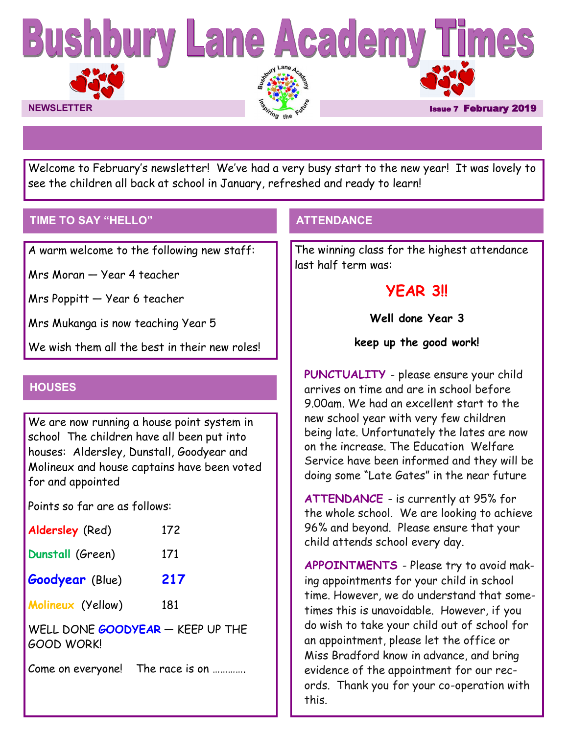# Bushbury Lane Academy Times

NEWSLETTER

Issue 7 **February 2019**

Welcome to February's newsletter! We've had a very busy start to the new year! It was lovely to see the children all back at school in January, refreshed and ready to learn!

## TIME TO SAY "HELLO"

A warm welcome to the following new staff:

Mrs Moran — Year 4 teacher

Mrs Poppitt — Year 6 teacher

Mrs Mukanga is now teaching Year 5

We wish them all the best in their new roles!

## HOUSES

We are now running a house point system in school The children have all been put into houses: Aldersley, Dunstall, Goodyear and Molineux and house captains have been voted for and appointed

Points so far are as follows:

| House | Points |
|---|---|
| Aldersley (Red) | 172 |
| Dunstall (Green) | 171 |
| **Goodyear** (Blue) | **217** |
| Molineux (Yellow) | 181 |

WELL DONE **GOODYEAR** — KEEP UP THE GOOD WORK!

Come on everyone! The race is on ………….

## ATTENDANCE

The winning class for the highest attendance last half term was:

**YEAR 3!!**

**Well done Year 3**

**keep up the good work!**

**PUNCTUALITY** - please ensure your child arrives on time and are in school before 9.00am. We had an excellent start to the new school year with very few children being late. Unfortunately the lates are now on the increase. The Education Welfare Service have been informed and they will be doing some "Late Gates" in the near future

**ATTENDANCE** - is currently at 95% for the whole school. We are looking to achieve 96% and beyond. Please ensure that your child attends school every day.

**APPOINTMENTS** - Please try to avoid making appointments for your child in school time. However, we do understand that sometimes this is unavoidable. However, if you do wish to take your child out of school for an appointment, please let the office or Miss Bradford know in advance, and bring evidence of the appointment for our records. Thank you for your co-operation with this.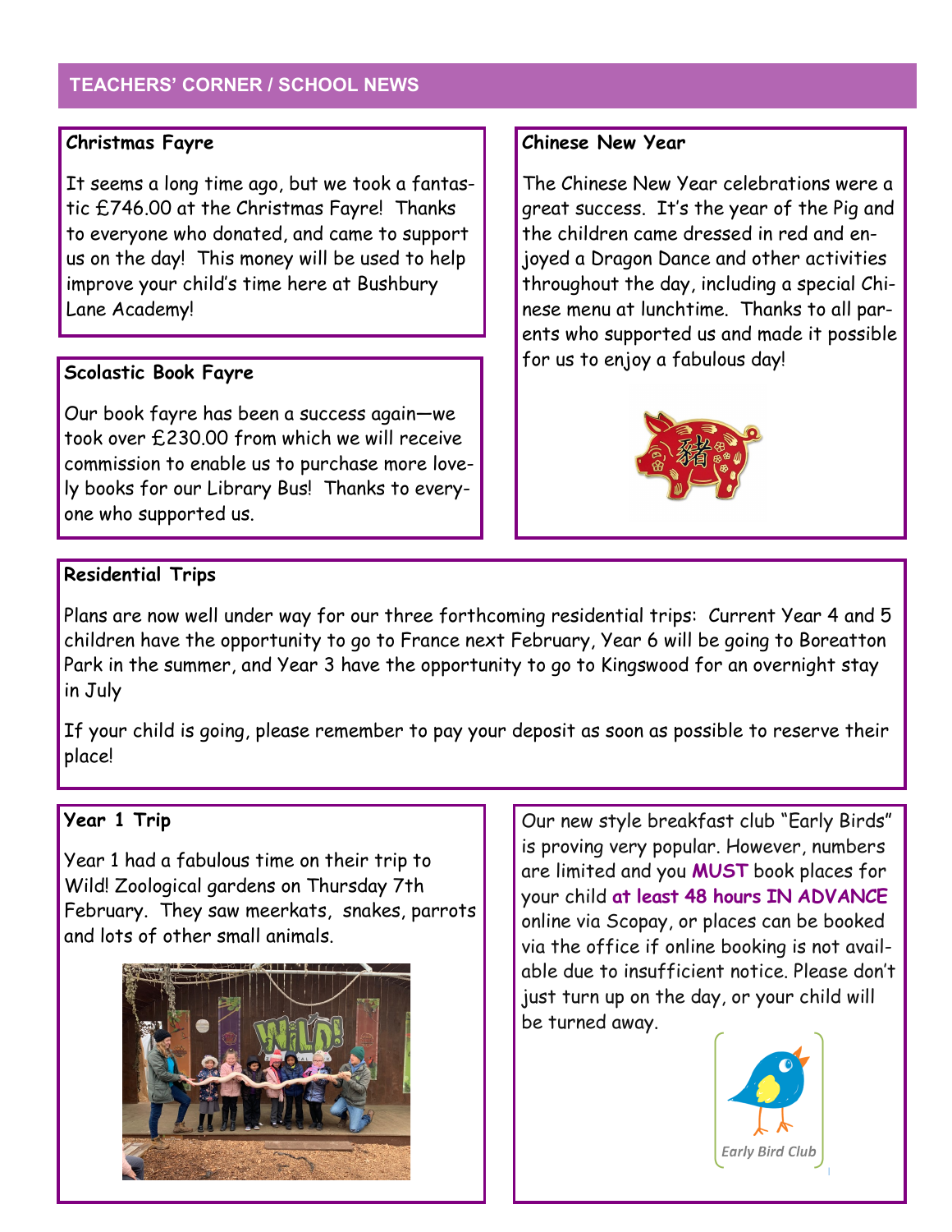## TEACHERS' CORNER / SCHOOL NEWS

### Christmas Fayre

It seems a long time ago, but we took a fantastic £746.00 at the Christmas Fayre! Thanks to everyone who donated, and came to support us on the day! This money will be used to help improve your child's time here at Bushbury Lane Academy!

### Scolastic Book Fayre

Our book fayre has been a success again—we took over £230.00 from which we will receive commission to enable us to purchase more lovely books for our Library Bus! Thanks to everyone who supported us.

### Chinese New Year

The Chinese New Year celebrations were a great success. It's the year of the Pig and the children came dressed in red and enjoyed a Dragon Dance and other activities throughout the day, including a special Chinese menu at lunchtime. Thanks to all parents who supported us and made it possible for us to enjoy a fabulous day!

### Residential Trips

Plans are now well under way for our three forthcoming residential trips: Current Year 4 and 5 children have the opportunity to go to France next February, Year 6 will be going to Boreatton Park in the summer, and Year 3 have the opportunity to go to Kingswood for an overnight stay in July

If your child is going, please remember to pay your deposit as soon as possible to reserve their place!

### Year 1 Trip

Year 1 had a fabulous time on their trip to Wild! Zoological gardens on Thursday 7th February. They saw meerkats, snakes, parrots and lots of other small animals.

Our new style breakfast club "Early Birds" is proving very popular. However, numbers are limited and you **MUST** book places for your child **at least 48 hours IN ADVANCE** online via Scopay, or places can be booked via the office if online booking is not available due to insufficient notice. Please don't just turn up on the day, or your child will be turned away.

*Early Bird Club*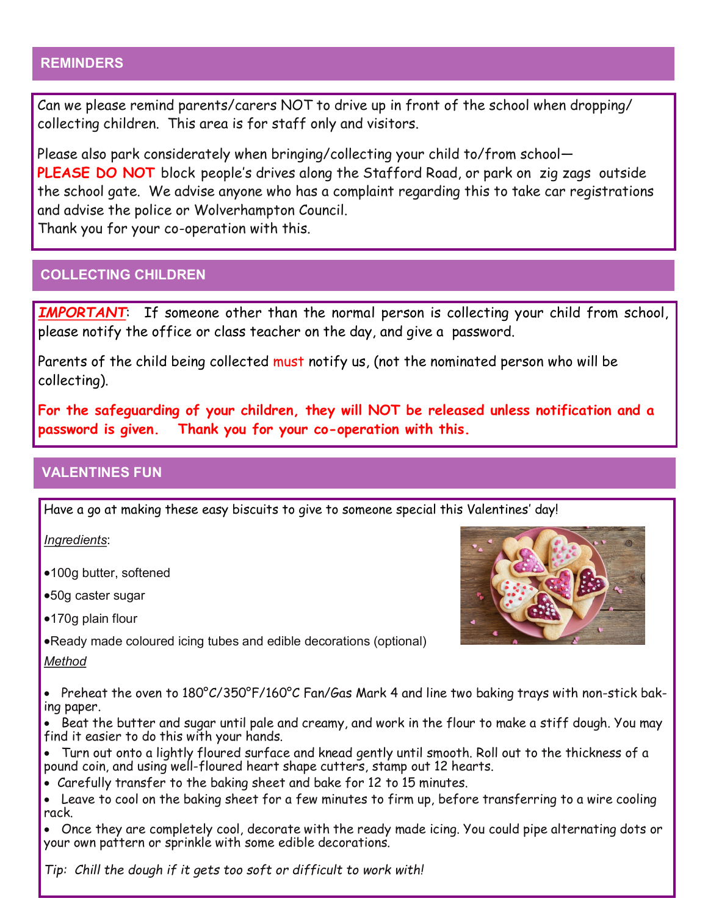## REMINDERS

Can we please remind parents/carers NOT to drive up in front of the school when dropping/ collecting children. This area is for staff only and visitors.

Please also park considerately when bringing/collecting your child to/from school—
**PLEASE DO NOT** block people's drives along the Stafford Road, or park on zig zags outside the school gate. We advise anyone who has a complaint regarding this to take car registrations and advise the police or Wolverhampton Council.
Thank you for your co-operation with this.

## COLLECTING CHILDREN

***IMPORTANT***: If someone other than the normal person is collecting your child from school, please notify the office or class teacher on the day, and give a password.

Parents of the child being collected must notify us, (not the nominated person who will be collecting).

**For the safeguarding of your children, they will NOT be released unless notification and a password is given. Thank you for your co-operation with this.**

## VALENTINES FUN

Have a go at making these easy biscuits to give to someone special this Valentines' day!

*Ingredients*:

- 100g butter, softened
- 50g caster sugar
- 170g plain flour
- Ready made coloured icing tubes and edible decorations (optional)

*Method*

- Preheat the oven to 180°C/350°F/160°C Fan/Gas Mark 4 and line two baking trays with non-stick baking paper.
- Beat the butter and sugar until pale and creamy, and work in the flour to make a stiff dough. You may find it easier to do this with your hands.
- Turn out onto a lightly floured surface and knead gently until smooth. Roll out to the thickness of a pound coin, and using well-floured heart shape cutters, stamp out 12 hearts.
- Carefully transfer to the baking sheet and bake for 12 to 15 minutes.
- Leave to cool on the baking sheet for a few minutes to firm up, before transferring to a wire cooling rack.
- Once they are completely cool, decorate with the ready made icing. You could pipe alternating dots or your own pattern or sprinkle with some edible decorations.

*Tip: Chill the dough if it gets too soft or difficult to work with!*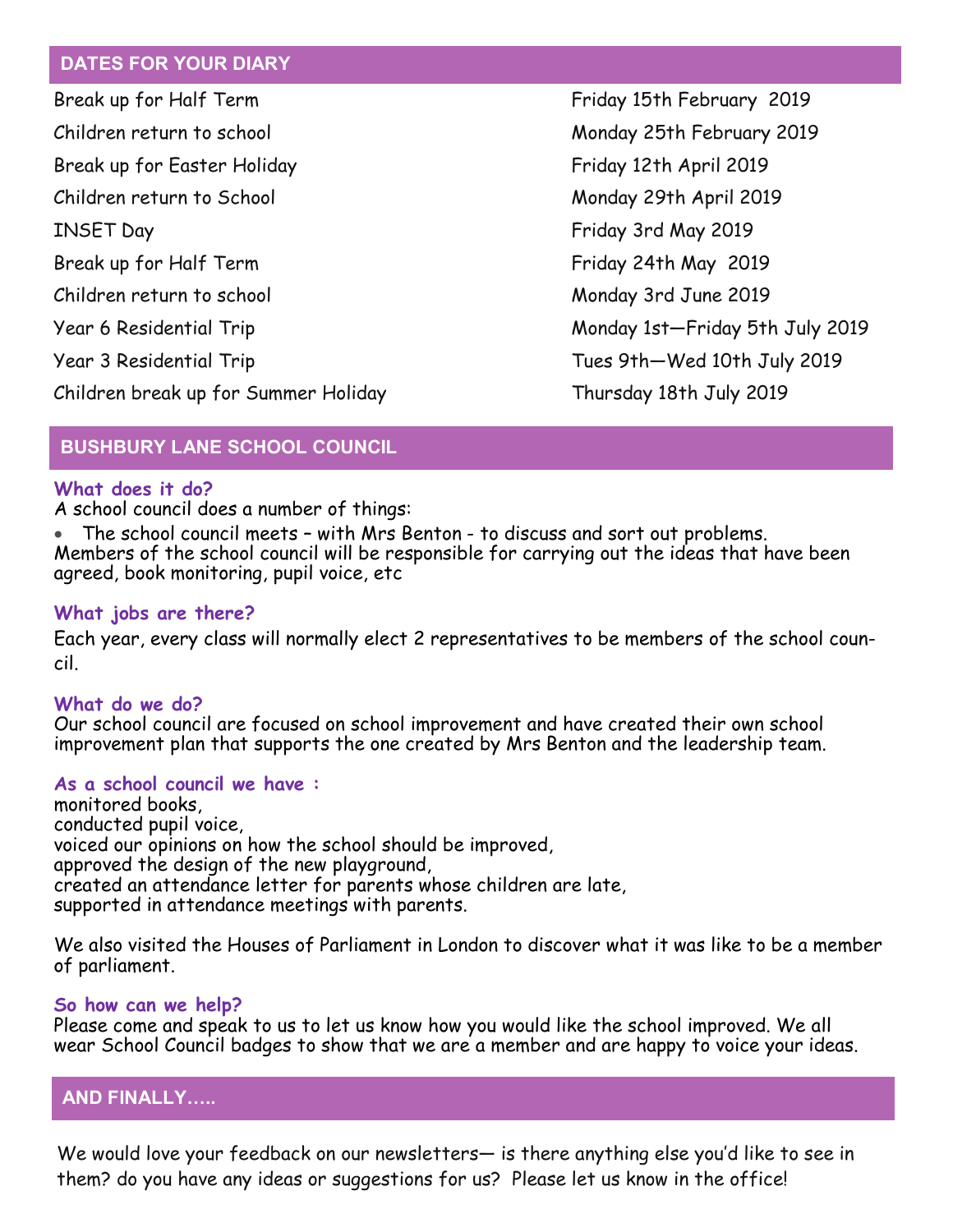## DATES FOR YOUR DIARY

| | |
|---|---|
| Break up for Half Term | Friday 15th February 2019 |
| Children return to school | Monday 25th February 2019 |
| Break up for Easter Holiday | Friday 12th April 2019 |
| Children return to School | Monday 29th April 2019 |
| INSET Day | Friday 3rd May 2019 |
| Break up for Half Term | Friday 24th May 2019 |
| Children return to school | Monday 3rd June 2019 |
| Year 6 Residential Trip | Monday 1st—Friday 5th July 2019 |
| Year 3 Residential Trip | Tues 9th—Wed 10th July 2019 |
| Children break up for Summer Holiday | Thursday 18th July 2019 |

## BUSHBURY LANE SCHOOL COUNCIL

**What does it do?**

A school council does a number of things:

- The school council meets – with Mrs Benton - to discuss and sort out problems.

Members of the school council will be responsible for carrying out the ideas that have been agreed, book monitoring, pupil voice, etc

**What jobs are there?**

Each year, every class will normally elect 2 representatives to be members of the school council.

**What do we do?**

Our school council are focused on school improvement and have created their own school improvement plan that supports the one created by Mrs Benton and the leadership team.

**As a school council we have :**

monitored books,
conducted pupil voice,
voiced our opinions on how the school should be improved,
approved the design of the new playground,
created an attendance letter for parents whose children are late,
supported in attendance meetings with parents.

We also visited the Houses of Parliament in London to discover what it was like to be a member of parliament.

**So how can we help?**

Please come and speak to us to let us know how you would like the school improved. We all wear School Council badges to show that we are a member and are happy to voice your ideas.

## AND FINALLY…..

We would love your feedback on our newsletters— is there anything else you'd like to see in them? do you have any ideas or suggestions for us? Please let us know in the office!